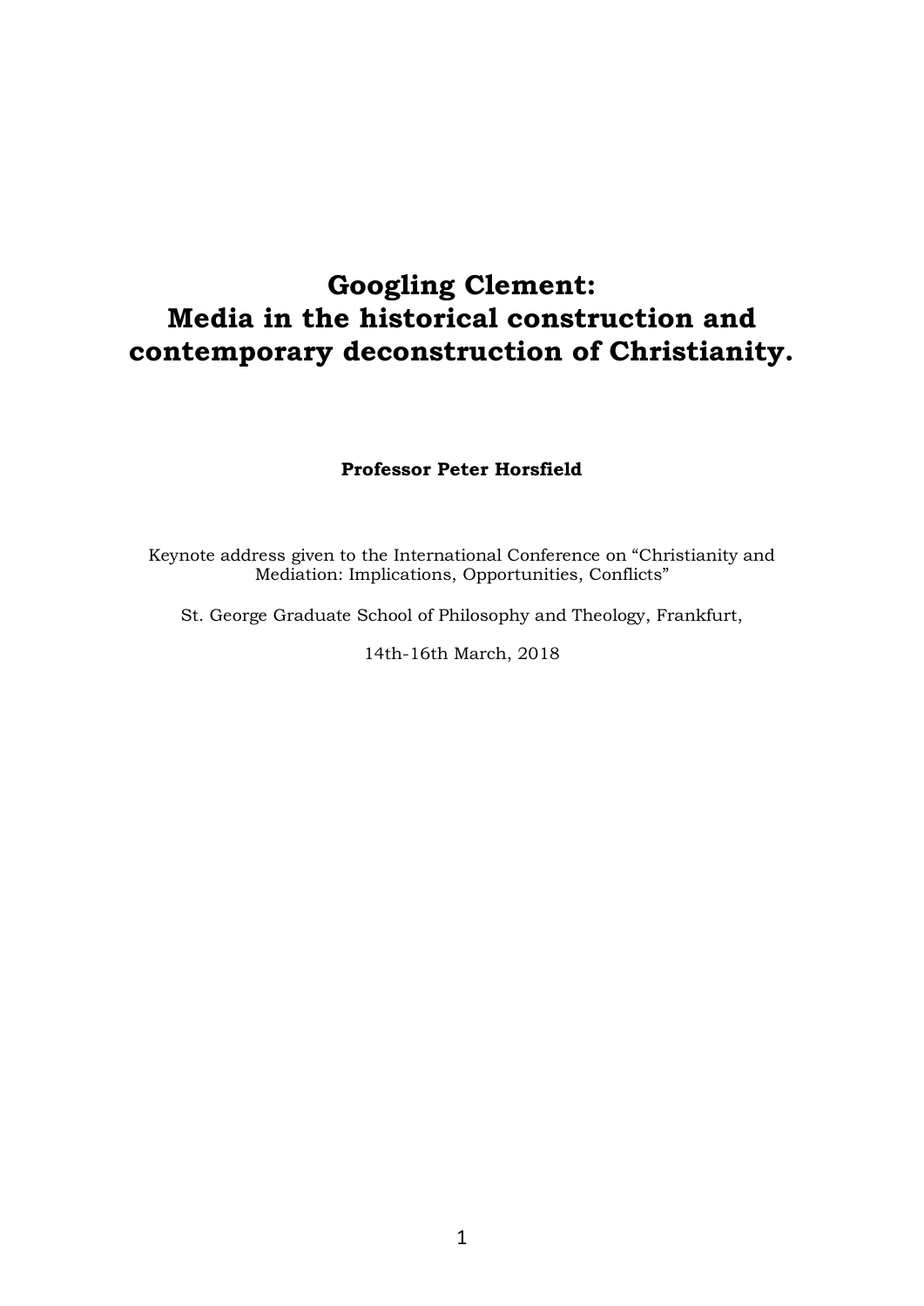# Googling Clement: Media in the historical construction and contemporary deconstruction of Christianity.

**Professor Peter Horsfield**

Keynote address given to the International Conference on "Christianity and Mediation: Implications, Opportunities, Conflicts"

St. George Graduate School of Philosophy and Theology, Frankfurt,

14th-16th March, 2018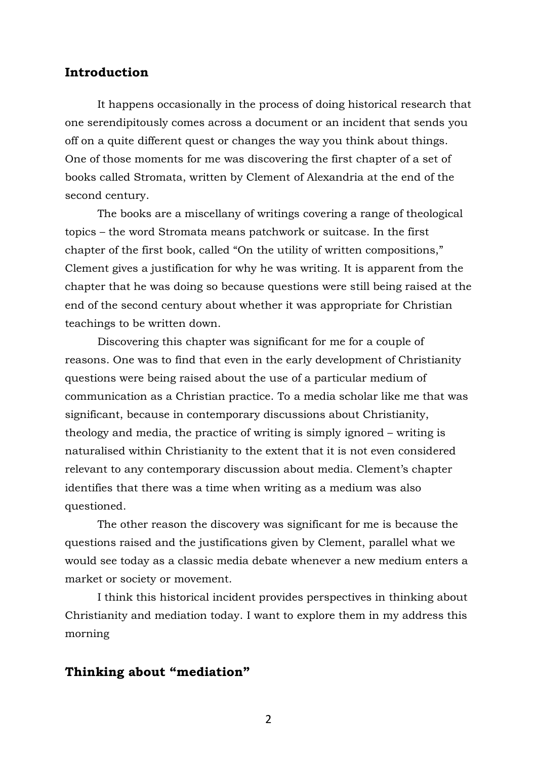## Introduction

It happens occasionally in the process of doing historical research that one serendipitously comes across a document or an incident that sends you off on a quite different quest or changes the way you think about things. One of those moments for me was discovering the first chapter of a set of books called Stromata, written by Clement of Alexandria at the end of the second century.

The books are a miscellany of writings covering a range of theological topics – the word Stromata means patchwork or suitcase. In the first chapter of the first book, called "On the utility of written compositions," Clement gives a justification for why he was writing. It is apparent from the chapter that he was doing so because questions were still being raised at the end of the second century about whether it was appropriate for Christian teachings to be written down.

Discovering this chapter was significant for me for a couple of reasons. One was to find that even in the early development of Christianity questions were being raised about the use of a particular medium of communication as a Christian practice. To a media scholar like me that was significant, because in contemporary discussions about Christianity, theology and media, the practice of writing is simply ignored – writing is naturalised within Christianity to the extent that it is not even considered relevant to any contemporary discussion about media. Clement's chapter identifies that there was a time when writing as a medium was also questioned.

The other reason the discovery was significant for me is because the questions raised and the justifications given by Clement, parallel what we would see today as a classic media debate whenever a new medium enters a market or society or movement.

I think this historical incident provides perspectives in thinking about Christianity and mediation today. I want to explore them in my address this morning

## Thinking about "mediation"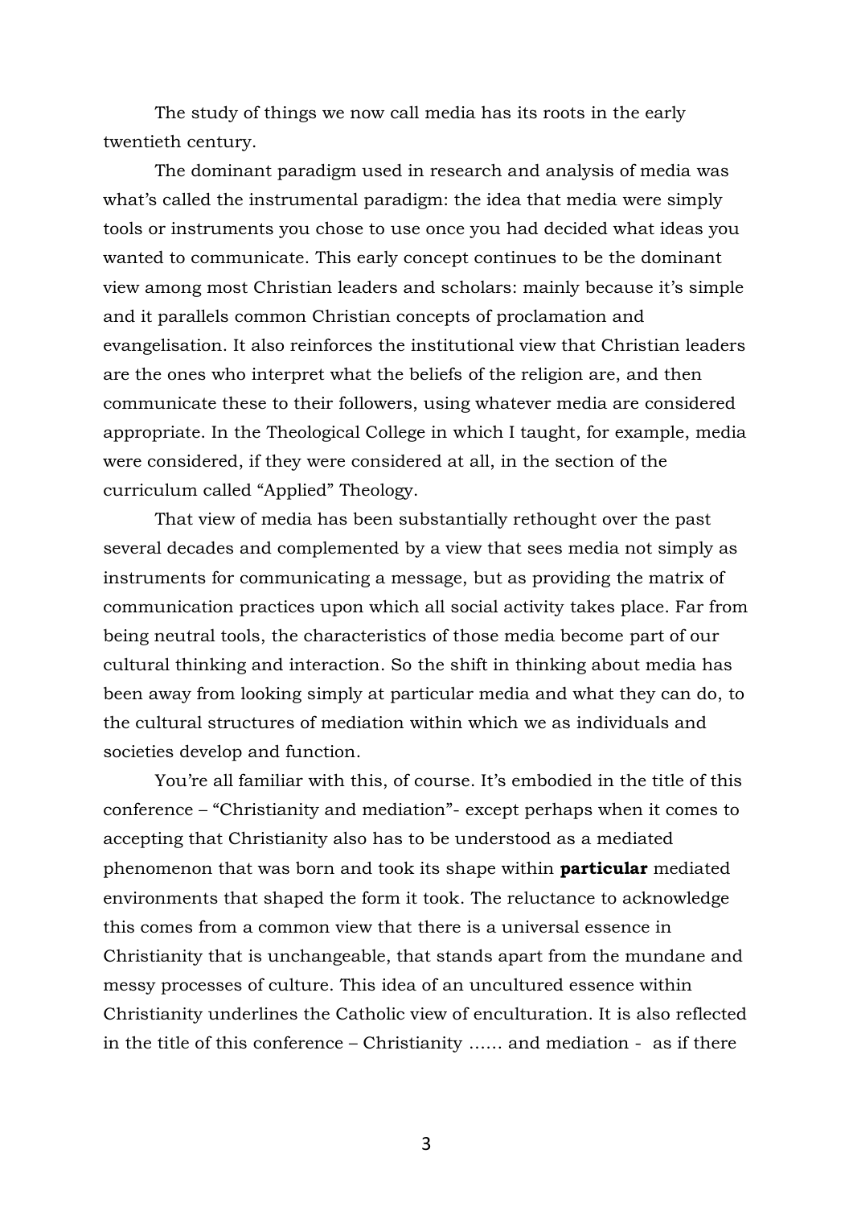The study of things we now call media has its roots in the early twentieth century.

The dominant paradigm used in research and analysis of media was what's called the instrumental paradigm: the idea that media were simply tools or instruments you chose to use once you had decided what ideas you wanted to communicate. This early concept continues to be the dominant view among most Christian leaders and scholars: mainly because it's simple and it parallels common Christian concepts of proclamation and evangelisation. It also reinforces the institutional view that Christian leaders are the ones who interpret what the beliefs of the religion are, and then communicate these to their followers, using whatever media are considered appropriate. In the Theological College in which I taught, for example, media were considered, if they were considered at all, in the section of the curriculum called "Applied" Theology.

That view of media has been substantially rethought over the past several decades and complemented by a view that sees media not simply as instruments for communicating a message, but as providing the matrix of communication practices upon which all social activity takes place. Far from being neutral tools, the characteristics of those media become part of our cultural thinking and interaction. So the shift in thinking about media has been away from looking simply at particular media and what they can do, to the cultural structures of mediation within which we as individuals and societies develop and function.

You're all familiar with this, of course. It's embodied in the title of this conference – "Christianity and mediation"- except perhaps when it comes to accepting that Christianity also has to be understood as a mediated phenomenon that was born and took its shape within **particular** mediated environments that shaped the form it took. The reluctance to acknowledge this comes from a common view that there is a universal essence in Christianity that is unchangeable, that stands apart from the mundane and messy processes of culture. This idea of an uncultured essence within Christianity underlines the Catholic view of enculturation. It is also reflected in the title of this conference – Christianity …… and mediation - as if there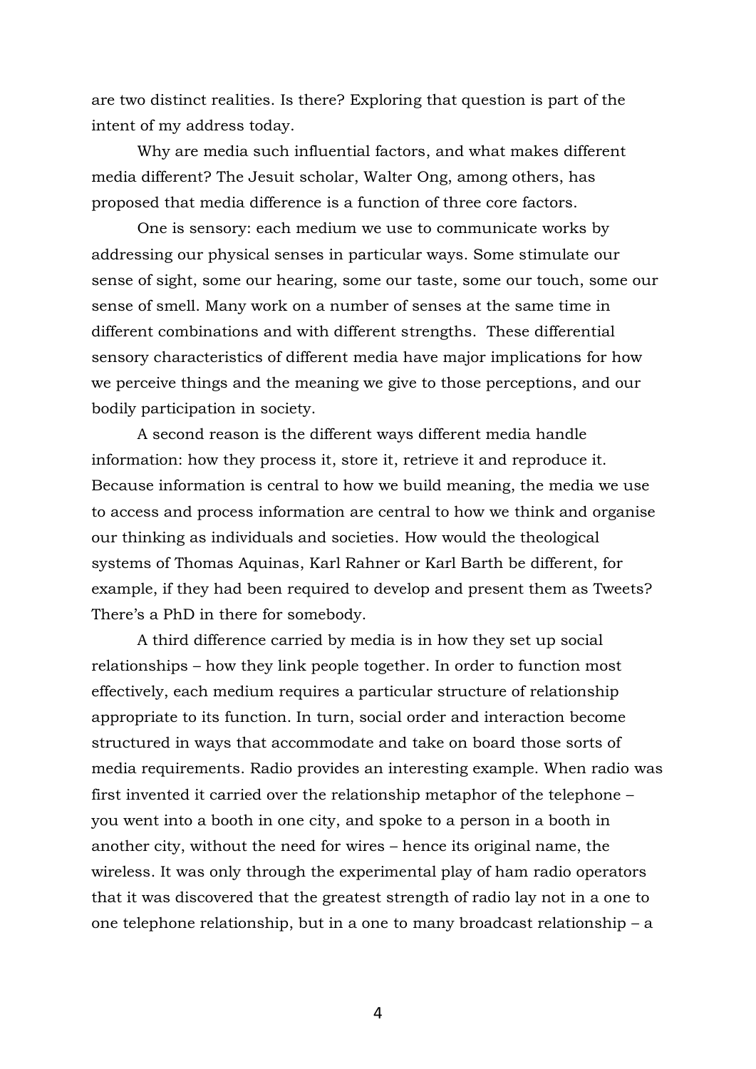are two distinct realities. Is there? Exploring that question is part of the intent of my address today.

Why are media such influential factors, and what makes different media different? The Jesuit scholar, Walter Ong, among others, has proposed that media difference is a function of three core factors.

One is sensory: each medium we use to communicate works by addressing our physical senses in particular ways. Some stimulate our sense of sight, some our hearing, some our taste, some our touch, some our sense of smell. Many work on a number of senses at the same time in different combinations and with different strengths. These differential sensory characteristics of different media have major implications for how we perceive things and the meaning we give to those perceptions, and our bodily participation in society.

A second reason is the different ways different media handle information: how they process it, store it, retrieve it and reproduce it. Because information is central to how we build meaning, the media we use to access and process information are central to how we think and organise our thinking as individuals and societies. How would the theological systems of Thomas Aquinas, Karl Rahner or Karl Barth be different, for example, if they had been required to develop and present them as Tweets? There's a PhD in there for somebody.

A third difference carried by media is in how they set up social relationships – how they link people together. In order to function most effectively, each medium requires a particular structure of relationship appropriate to its function. In turn, social order and interaction become structured in ways that accommodate and take on board those sorts of media requirements. Radio provides an interesting example. When radio was first invented it carried over the relationship metaphor of the telephone – you went into a booth in one city, and spoke to a person in a booth in another city, without the need for wires – hence its original name, the wireless. It was only through the experimental play of ham radio operators that it was discovered that the greatest strength of radio lay not in a one to one telephone relationship, but in a one to many broadcast relationship – a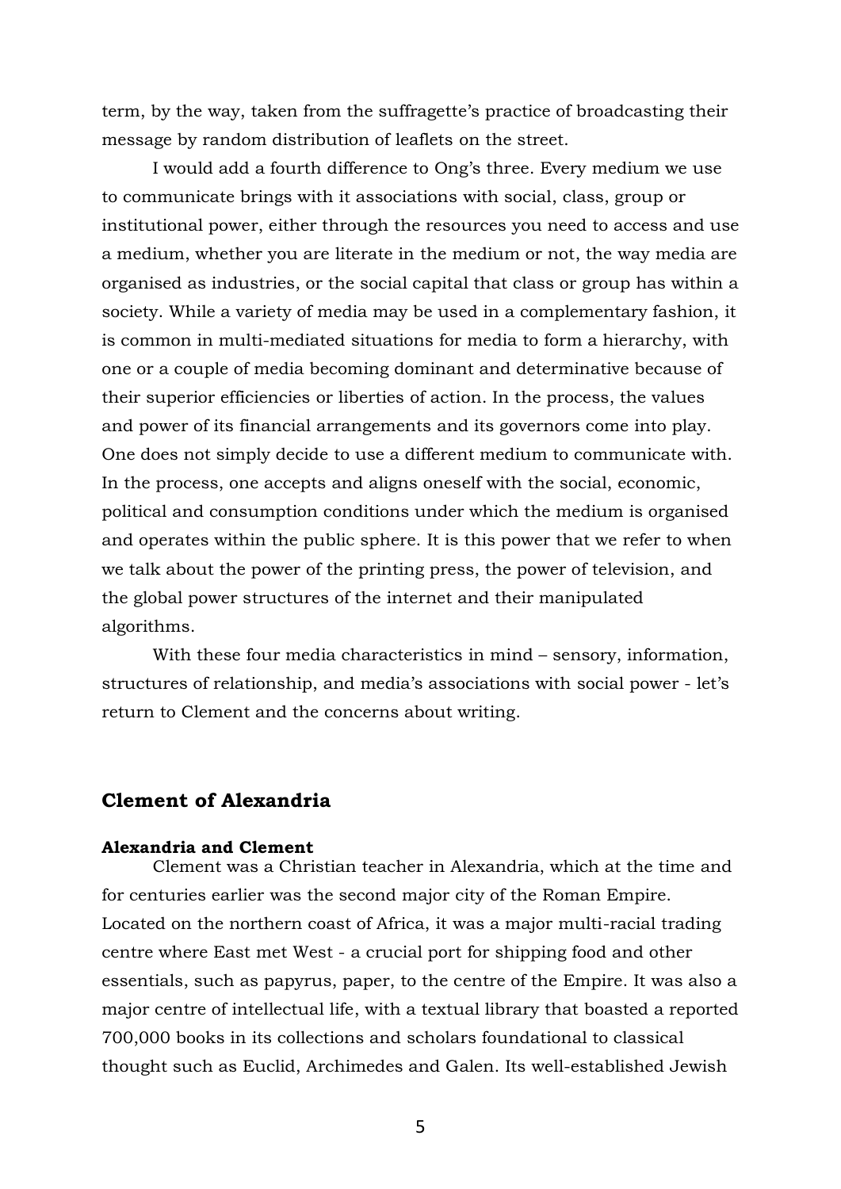term, by the way, taken from the suffragette's practice of broadcasting their message by random distribution of leaflets on the street.

I would add a fourth difference to Ong's three. Every medium we use to communicate brings with it associations with social, class, group or institutional power, either through the resources you need to access and use a medium, whether you are literate in the medium or not, the way media are organised as industries, or the social capital that class or group has within a society. While a variety of media may be used in a complementary fashion, it is common in multi-mediated situations for media to form a hierarchy, with one or a couple of media becoming dominant and determinative because of their superior efficiencies or liberties of action. In the process, the values and power of its financial arrangements and its governors come into play. One does not simply decide to use a different medium to communicate with. In the process, one accepts and aligns oneself with the social, economic, political and consumption conditions under which the medium is organised and operates within the public sphere. It is this power that we refer to when we talk about the power of the printing press, the power of television, and the global power structures of the internet and their manipulated algorithms.

With these four media characteristics in mind – sensory, information, structures of relationship, and media's associations with social power - let's return to Clement and the concerns about writing.

## Clement of Alexandria

### Alexandria and Clement

Clement was a Christian teacher in Alexandria, which at the time and for centuries earlier was the second major city of the Roman Empire. Located on the northern coast of Africa, it was a major multi-racial trading centre where East met West - a crucial port for shipping food and other essentials, such as papyrus, paper, to the centre of the Empire. It was also a major centre of intellectual life, with a textual library that boasted a reported 700,000 books in its collections and scholars foundational to classical thought such as Euclid, Archimedes and Galen. Its well-established Jewish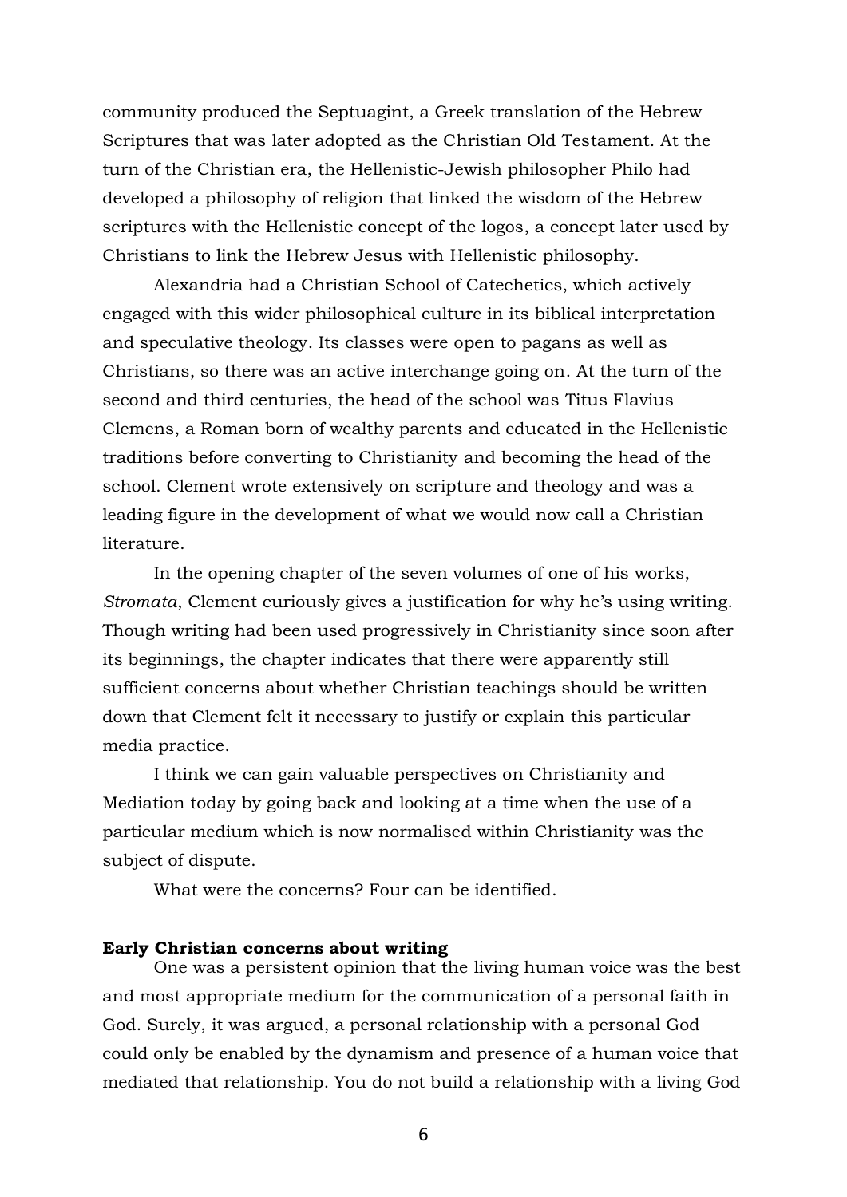community produced the Septuagint, a Greek translation of the Hebrew Scriptures that was later adopted as the Christian Old Testament. At the turn of the Christian era, the Hellenistic-Jewish philosopher Philo had developed a philosophy of religion that linked the wisdom of the Hebrew scriptures with the Hellenistic concept of the logos, a concept later used by Christians to link the Hebrew Jesus with Hellenistic philosophy.

Alexandria had a Christian School of Catechetics, which actively engaged with this wider philosophical culture in its biblical interpretation and speculative theology. Its classes were open to pagans as well as Christians, so there was an active interchange going on. At the turn of the second and third centuries, the head of the school was Titus Flavius Clemens, a Roman born of wealthy parents and educated in the Hellenistic traditions before converting to Christianity and becoming the head of the school. Clement wrote extensively on scripture and theology and was a leading figure in the development of what we would now call a Christian literature.

In the opening chapter of the seven volumes of one of his works, *Stromata*, Clement curiously gives a justification for why he's using writing. Though writing had been used progressively in Christianity since soon after its beginnings, the chapter indicates that there were apparently still sufficient concerns about whether Christian teachings should be written down that Clement felt it necessary to justify or explain this particular media practice.

I think we can gain valuable perspectives on Christianity and Mediation today by going back and looking at a time when the use of a particular medium which is now normalised within Christianity was the subject of dispute.

What were the concerns? Four can be identified.

**Early Christian concerns about writing**

One was a persistent opinion that the living human voice was the best and most appropriate medium for the communication of a personal faith in God. Surely, it was argued, a personal relationship with a personal God could only be enabled by the dynamism and presence of a human voice that mediated that relationship. You do not build a relationship with a living God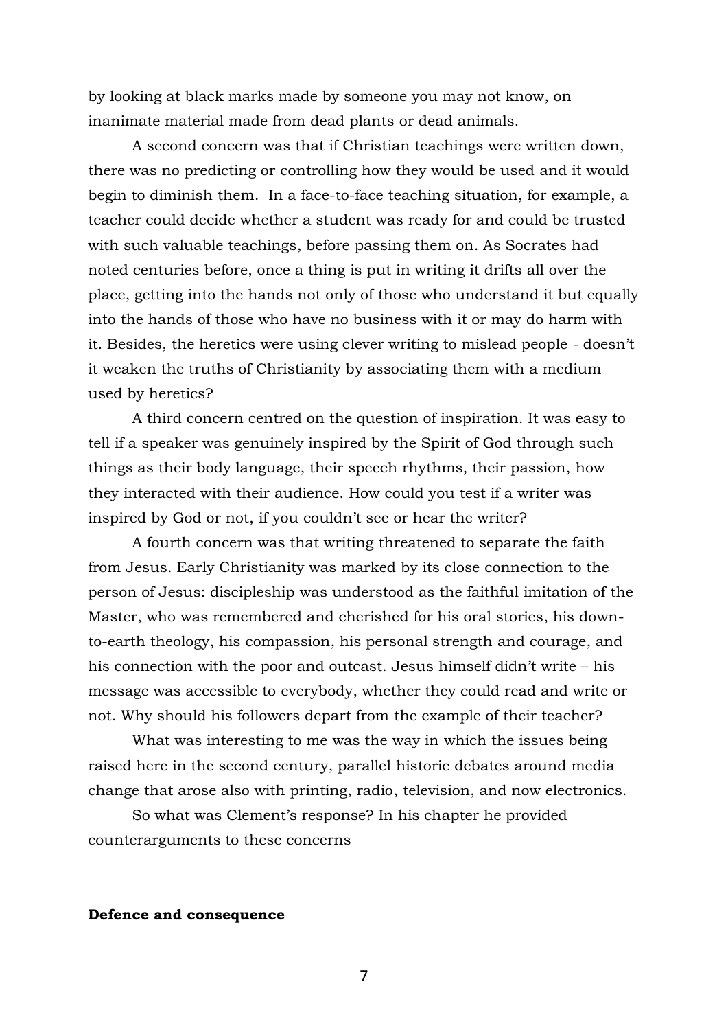by looking at black marks made by someone you may not know, on inanimate material made from dead plants or dead animals.

A second concern was that if Christian teachings were written down, there was no predicting or controlling how they would be used and it would begin to diminish them. In a face-to-face teaching situation, for example, a teacher could decide whether a student was ready for and could be trusted with such valuable teachings, before passing them on. As Socrates had noted centuries before, once a thing is put in writing it drifts all over the place, getting into the hands not only of those who understand it but equally into the hands of those who have no business with it or may do harm with it. Besides, the heretics were using clever writing to mislead people - doesn't it weaken the truths of Christianity by associating them with a medium used by heretics?

A third concern centred on the question of inspiration. It was easy to tell if a speaker was genuinely inspired by the Spirit of God through such things as their body language, their speech rhythms, their passion, how they interacted with their audience. How could you test if a writer was inspired by God or not, if you couldn't see or hear the writer?

A fourth concern was that writing threatened to separate the faith from Jesus. Early Christianity was marked by its close connection to the person of Jesus: discipleship was understood as the faithful imitation of the Master, who was remembered and cherished for his oral stories, his down-to-earth theology, his compassion, his personal strength and courage, and his connection with the poor and outcast. Jesus himself didn't write – his message was accessible to everybody, whether they could read and write or not. Why should his followers depart from the example of their teacher?

What was interesting to me was the way in which the issues being raised here in the second century, parallel historic debates around media change that arose also with printing, radio, television, and now electronics.

So what was Clement's response? In his chapter he provided counterarguments to these concerns

**Defence and consequence**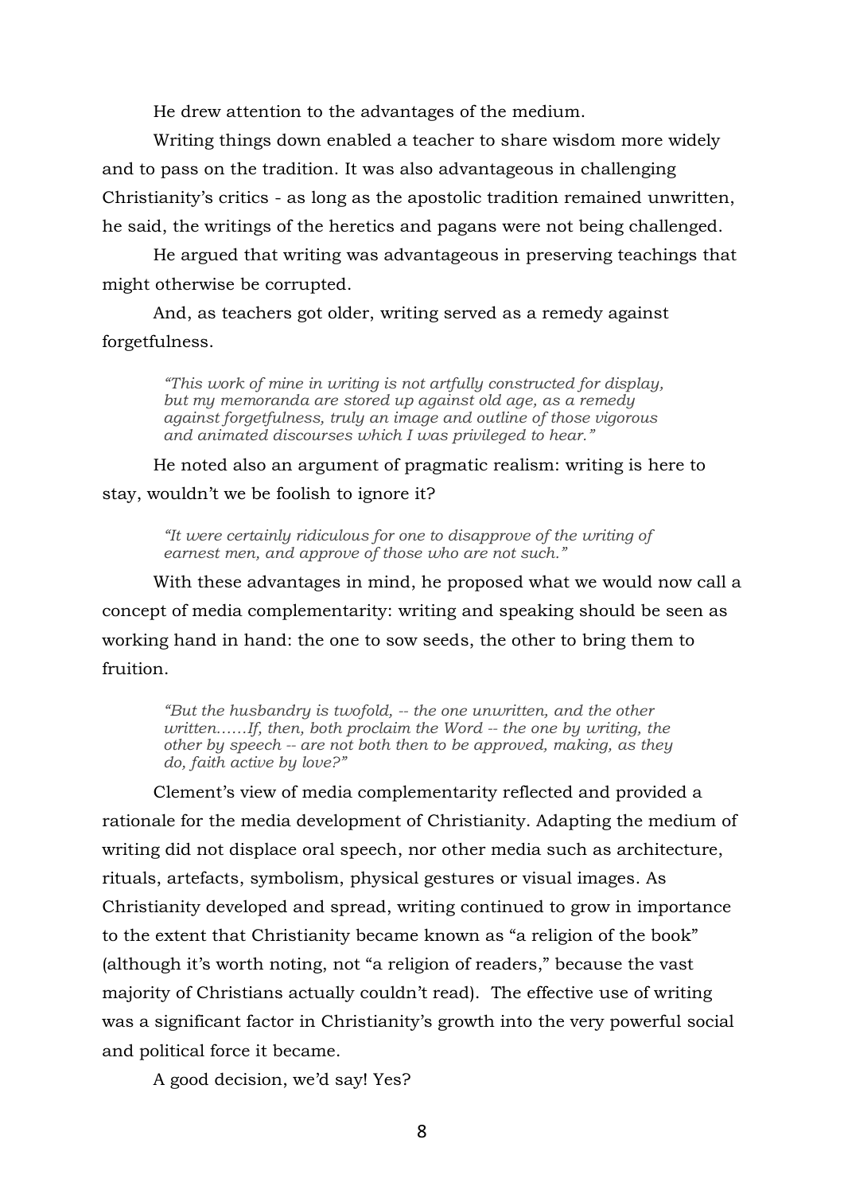He drew attention to the advantages of the medium.

Writing things down enabled a teacher to share wisdom more widely and to pass on the tradition. It was also advantageous in challenging Christianity's critics - as long as the apostolic tradition remained unwritten, he said, the writings of the heretics and pagans were not being challenged.

He argued that writing was advantageous in preserving teachings that might otherwise be corrupted.

And, as teachers got older, writing served as a remedy against forgetfulness.

> *"This work of mine in writing is not artfully constructed for display, but my memoranda are stored up against old age, as a remedy against forgetfulness, truly an image and outline of those vigorous and animated discourses which I was privileged to hear."*

He noted also an argument of pragmatic realism: writing is here to stay, wouldn't we be foolish to ignore it?

> *"It were certainly ridiculous for one to disapprove of the writing of earnest men, and approve of those who are not such."*

With these advantages in mind, he proposed what we would now call a concept of media complementarity: writing and speaking should be seen as working hand in hand: the one to sow seeds, the other to bring them to fruition.

> *"But the husbandry is twofold, -- the one unwritten, and the other written……If, then, both proclaim the Word -- the one by writing, the other by speech -- are not both then to be approved, making, as they do, faith active by love?"*

Clement's view of media complementarity reflected and provided a rationale for the media development of Christianity. Adapting the medium of writing did not displace oral speech, nor other media such as architecture, rituals, artefacts, symbolism, physical gestures or visual images. As Christianity developed and spread, writing continued to grow in importance to the extent that Christianity became known as "a religion of the book" (although it's worth noting, not "a religion of readers," because the vast majority of Christians actually couldn't read). The effective use of writing was a significant factor in Christianity's growth into the very powerful social and political force it became.

A good decision, we'd say! Yes?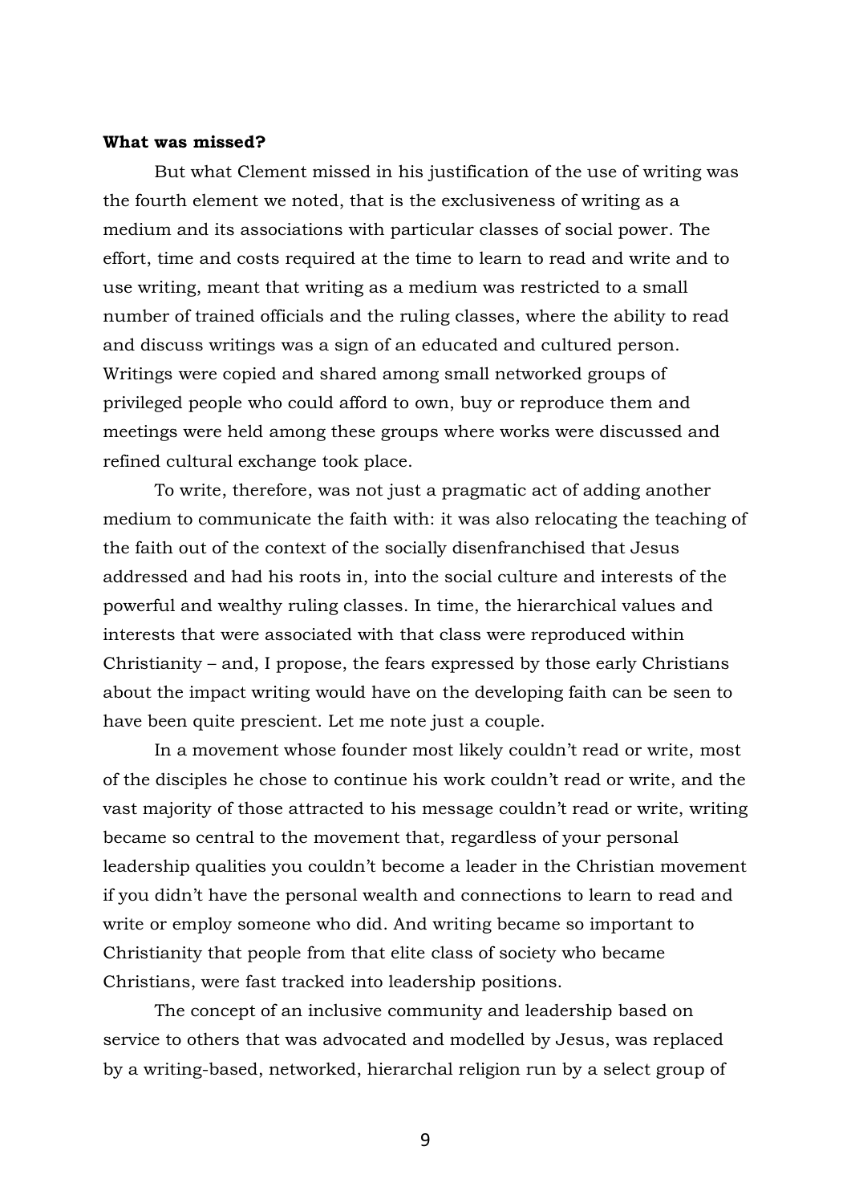**What was missed?**

But what Clement missed in his justification of the use of writing was the fourth element we noted, that is the exclusiveness of writing as a medium and its associations with particular classes of social power. The effort, time and costs required at the time to learn to read and write and to use writing, meant that writing as a medium was restricted to a small number of trained officials and the ruling classes, where the ability to read and discuss writings was a sign of an educated and cultured person. Writings were copied and shared among small networked groups of privileged people who could afford to own, buy or reproduce them and meetings were held among these groups where works were discussed and refined cultural exchange took place.

To write, therefore, was not just a pragmatic act of adding another medium to communicate the faith with: it was also relocating the teaching of the faith out of the context of the socially disenfranchised that Jesus addressed and had his roots in, into the social culture and interests of the powerful and wealthy ruling classes. In time, the hierarchical values and interests that were associated with that class were reproduced within Christianity – and, I propose, the fears expressed by those early Christians about the impact writing would have on the developing faith can be seen to have been quite prescient. Let me note just a couple.

In a movement whose founder most likely couldn't read or write, most of the disciples he chose to continue his work couldn't read or write, and the vast majority of those attracted to his message couldn't read or write, writing became so central to the movement that, regardless of your personal leadership qualities you couldn't become a leader in the Christian movement if you didn't have the personal wealth and connections to learn to read and write or employ someone who did. And writing became so important to Christianity that people from that elite class of society who became Christians, were fast tracked into leadership positions.

The concept of an inclusive community and leadership based on service to others that was advocated and modelled by Jesus, was replaced by a writing-based, networked, hierarchal religion run by a select group of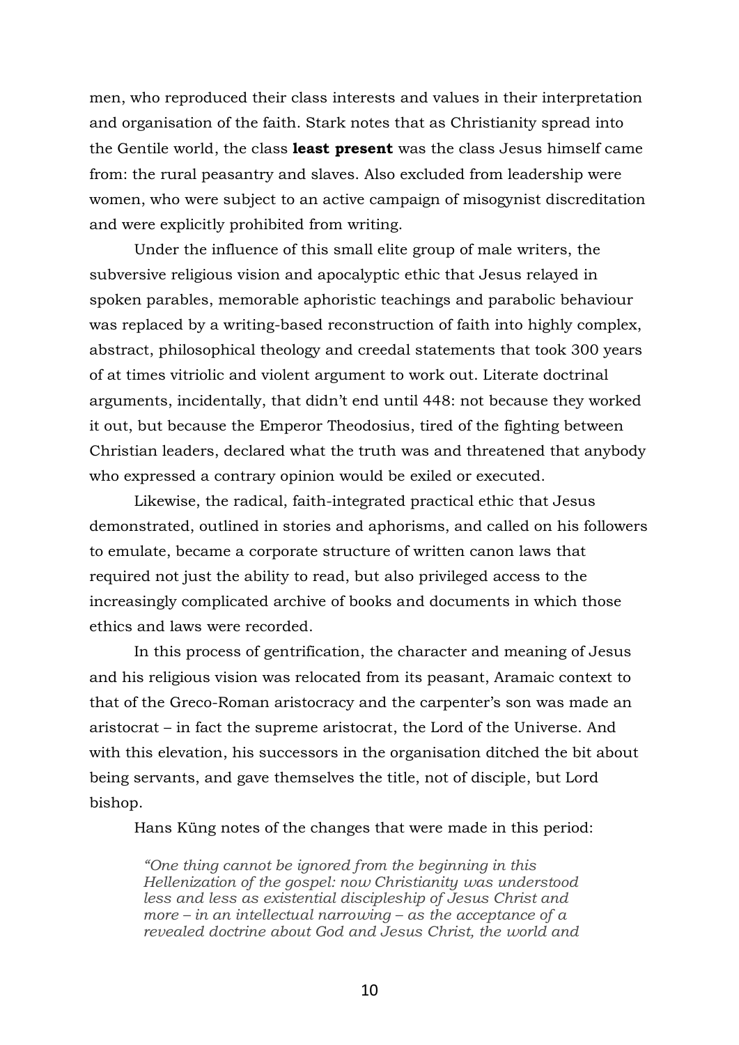men, who reproduced their class interests and values in their interpretation and organisation of the faith. Stark notes that as Christianity spread into the Gentile world, the class **least present** was the class Jesus himself came from: the rural peasantry and slaves. Also excluded from leadership were women, who were subject to an active campaign of misogynist discreditation and were explicitly prohibited from writing.

Under the influence of this small elite group of male writers, the subversive religious vision and apocalyptic ethic that Jesus relayed in spoken parables, memorable aphoristic teachings and parabolic behaviour was replaced by a writing-based reconstruction of faith into highly complex, abstract, philosophical theology and creedal statements that took 300 years of at times vitriolic and violent argument to work out. Literate doctrinal arguments, incidentally, that didn't end until 448: not because they worked it out, but because the Emperor Theodosius, tired of the fighting between Christian leaders, declared what the truth was and threatened that anybody who expressed a contrary opinion would be exiled or executed.

Likewise, the radical, faith-integrated practical ethic that Jesus demonstrated, outlined in stories and aphorisms, and called on his followers to emulate, became a corporate structure of written canon laws that required not just the ability to read, but also privileged access to the increasingly complicated archive of books and documents in which those ethics and laws were recorded.

In this process of gentrification, the character and meaning of Jesus and his religious vision was relocated from its peasant, Aramaic context to that of the Greco-Roman aristocracy and the carpenter's son was made an aristocrat – in fact the supreme aristocrat, the Lord of the Universe. And with this elevation, his successors in the organisation ditched the bit about being servants, and gave themselves the title, not of disciple, but Lord bishop.

Hans Küng notes of the changes that were made in this period:

> *"One thing cannot be ignored from the beginning in this Hellenization of the gospel: now Christianity was understood less and less as existential discipleship of Jesus Christ and more – in an intellectual narrowing – as the acceptance of a revealed doctrine about God and Jesus Christ, the world and*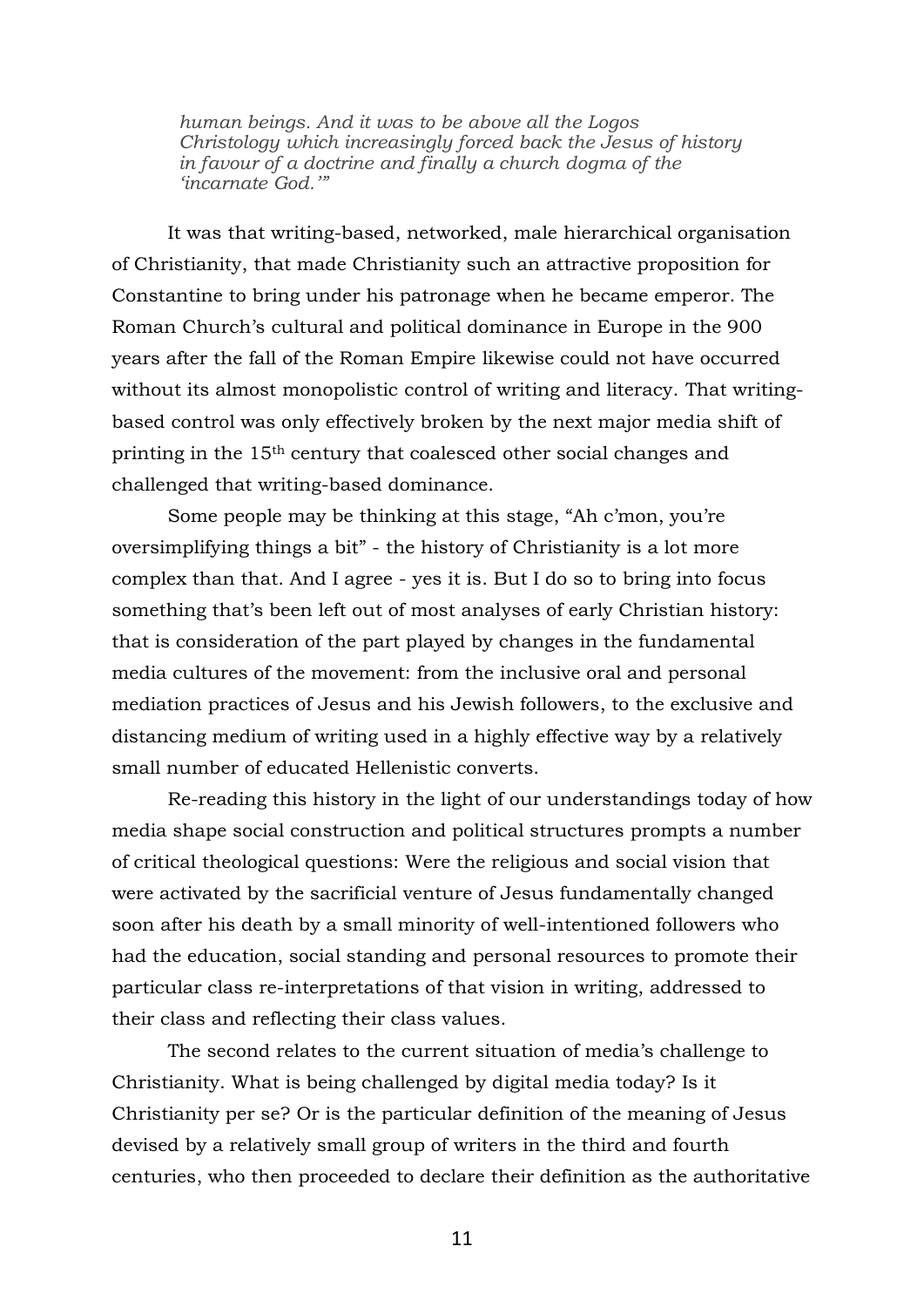> *human beings. And it was to be above all the Logos Christology which increasingly forced back the Jesus of history in favour of a doctrine and finally a church dogma of the 'incarnate God.'"*

It was that writing-based, networked, male hierarchical organisation of Christianity, that made Christianity such an attractive proposition for Constantine to bring under his patronage when he became emperor. The Roman Church's cultural and political dominance in Europe in the 900 years after the fall of the Roman Empire likewise could not have occurred without its almost monopolistic control of writing and literacy. That writing-based control was only effectively broken by the next major media shift of printing in the 15th century that coalesced other social changes and challenged that writing-based dominance.

Some people may be thinking at this stage, "Ah c'mon, you're oversimplifying things a bit" - the history of Christianity is a lot more complex than that. And I agree - yes it is. But I do so to bring into focus something that's been left out of most analyses of early Christian history: that is consideration of the part played by changes in the fundamental media cultures of the movement: from the inclusive oral and personal mediation practices of Jesus and his Jewish followers, to the exclusive and distancing medium of writing used in a highly effective way by a relatively small number of educated Hellenistic converts.

Re-reading this history in the light of our understandings today of how media shape social construction and political structures prompts a number of critical theological questions: Were the religious and social vision that were activated by the sacrificial venture of Jesus fundamentally changed soon after his death by a small minority of well-intentioned followers who had the education, social standing and personal resources to promote their particular class re-interpretations of that vision in writing, addressed to their class and reflecting their class values.

The second relates to the current situation of media's challenge to Christianity. What is being challenged by digital media today? Is it Christianity per se? Or is the particular definition of the meaning of Jesus devised by a relatively small group of writers in the third and fourth centuries, who then proceeded to declare their definition as the authoritative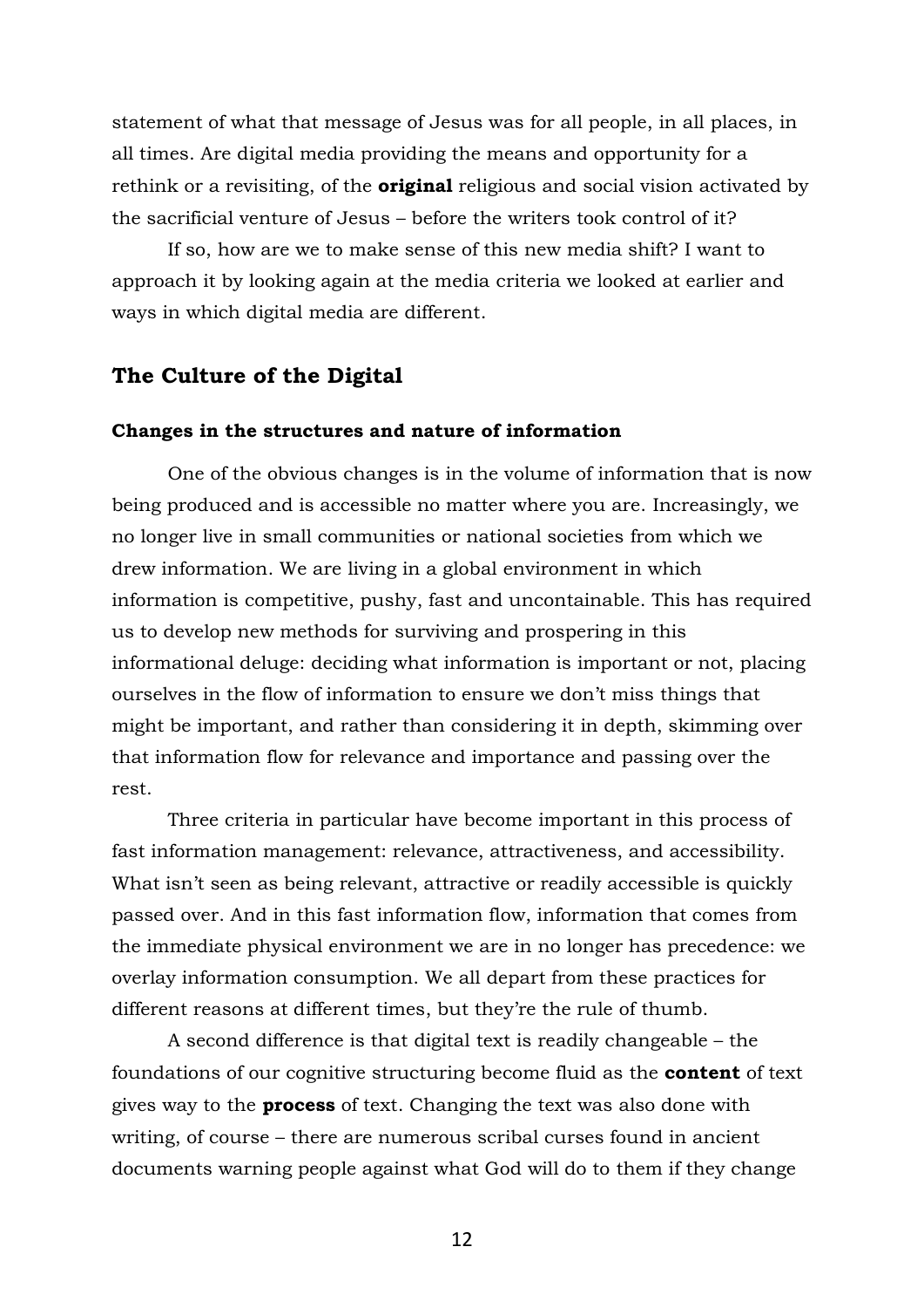statement of what that message of Jesus was for all people, in all places, in all times. Are digital media providing the means and opportunity for a rethink or a revisiting, of the **original** religious and social vision activated by the sacrificial venture of Jesus – before the writers took control of it?

If so, how are we to make sense of this new media shift? I want to approach it by looking again at the media criteria we looked at earlier and ways in which digital media are different.

## The Culture of the Digital

### Changes in the structures and nature of information

One of the obvious changes is in the volume of information that is now being produced and is accessible no matter where you are. Increasingly, we no longer live in small communities or national societies from which we drew information. We are living in a global environment in which information is competitive, pushy, fast and uncontainable. This has required us to develop new methods for surviving and prospering in this informational deluge: deciding what information is important or not, placing ourselves in the flow of information to ensure we don't miss things that might be important, and rather than considering it in depth, skimming over that information flow for relevance and importance and passing over the rest.

Three criteria in particular have become important in this process of fast information management: relevance, attractiveness, and accessibility. What isn't seen as being relevant, attractive or readily accessible is quickly passed over. And in this fast information flow, information that comes from the immediate physical environment we are in no longer has precedence: we overlay information consumption. We all depart from these practices for different reasons at different times, but they're the rule of thumb.

A second difference is that digital text is readily changeable – the foundations of our cognitive structuring become fluid as the **content** of text gives way to the **process** of text. Changing the text was also done with writing, of course – there are numerous scribal curses found in ancient documents warning people against what God will do to them if they change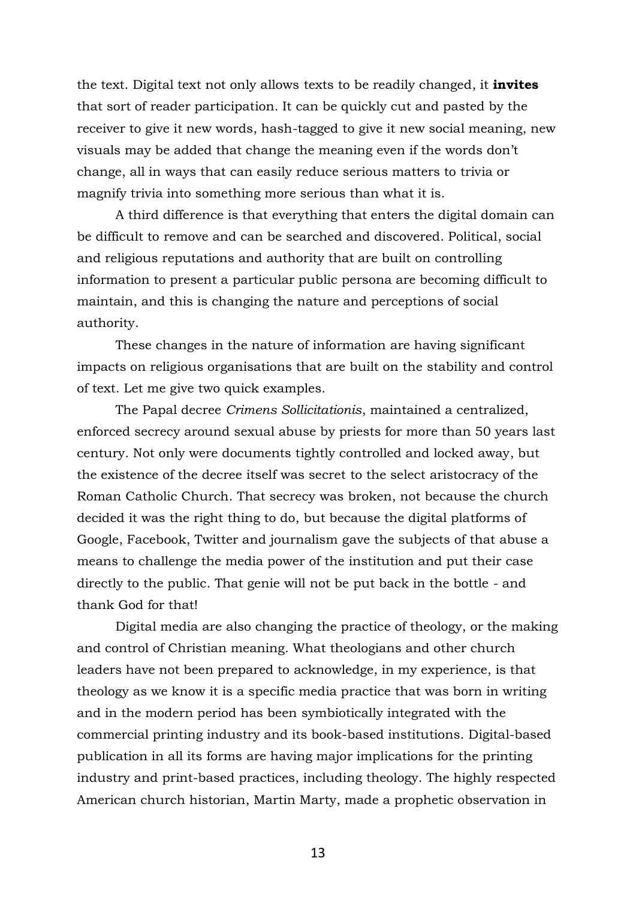the text. Digital text not only allows texts to be readily changed, it **invites** that sort of reader participation. It can be quickly cut and pasted by the receiver to give it new words, hash-tagged to give it new social meaning, new visuals may be added that change the meaning even if the words don't change, all in ways that can easily reduce serious matters to trivia or magnify trivia into something more serious than what it is.

A third difference is that everything that enters the digital domain can be difficult to remove and can be searched and discovered. Political, social and religious reputations and authority that are built on controlling information to present a particular public persona are becoming difficult to maintain, and this is changing the nature and perceptions of social authority.

These changes in the nature of information are having significant impacts on religious organisations that are built on the stability and control of text. Let me give two quick examples.

The Papal decree *Crimens Sollicitationis*, maintained a centralized, enforced secrecy around sexual abuse by priests for more than 50 years last century. Not only were documents tightly controlled and locked away, but the existence of the decree itself was secret to the select aristocracy of the Roman Catholic Church. That secrecy was broken, not because the church decided it was the right thing to do, but because the digital platforms of Google, Facebook, Twitter and journalism gave the subjects of that abuse a means to challenge the media power of the institution and put their case directly to the public. That genie will not be put back in the bottle - and thank God for that!

Digital media are also changing the practice of theology, or the making and control of Christian meaning. What theologians and other church leaders have not been prepared to acknowledge, in my experience, is that theology as we know it is a specific media practice that was born in writing and in the modern period has been symbiotically integrated with the commercial printing industry and its book-based institutions. Digital-based publication in all its forms are having major implications for the printing industry and print-based practices, including theology. The highly respected American church historian, Martin Marty, made a prophetic observation in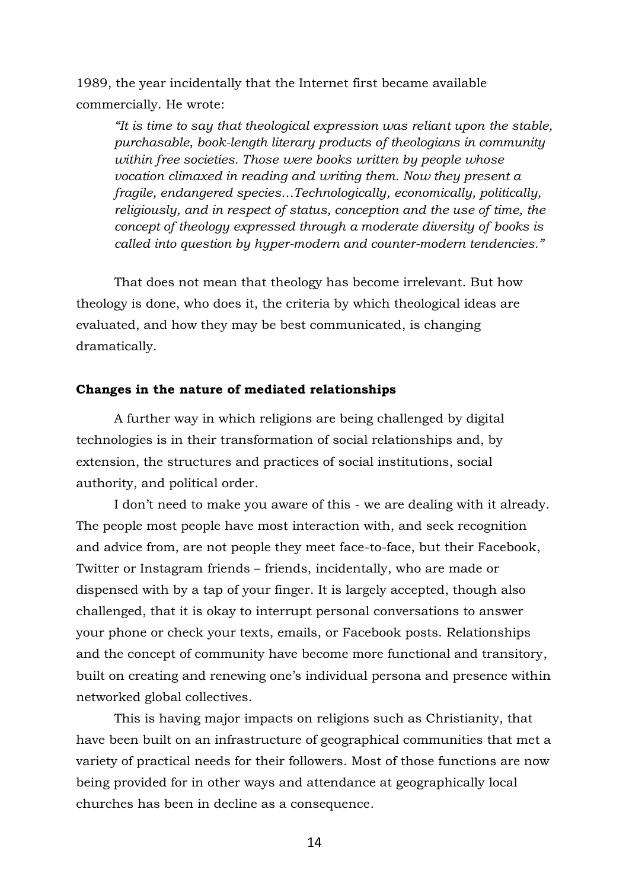1989, the year incidentally that the Internet first became available commercially. He wrote:

> *"It is time to say that theological expression was reliant upon the stable, purchasable, book-length literary products of theologians in community within free societies. Those were books written by people whose vocation climaxed in reading and writing them. Now they present a fragile, endangered species…Technologically, economically, politically, religiously, and in respect of status, conception and the use of time, the concept of theology expressed through a moderate diversity of books is called into question by hyper-modern and counter-modern tendencies."*

That does not mean that theology has become irrelevant. But how theology is done, who does it, the criteria by which theological ideas are evaluated, and how they may be best communicated, is changing dramatically.

**Changes in the nature of mediated relationships**

A further way in which religions are being challenged by digital technologies is in their transformation of social relationships and, by extension, the structures and practices of social institutions, social authority, and political order.

I don't need to make you aware of this - we are dealing with it already. The people most people have most interaction with, and seek recognition and advice from, are not people they meet face-to-face, but their Facebook, Twitter or Instagram friends – friends, incidentally, who are made or dispensed with by a tap of your finger. It is largely accepted, though also challenged, that it is okay to interrupt personal conversations to answer your phone or check your texts, emails, or Facebook posts. Relationships and the concept of community have become more functional and transitory, built on creating and renewing one's individual persona and presence within networked global collectives.

This is having major impacts on religions such as Christianity, that have been built on an infrastructure of geographical communities that met a variety of practical needs for their followers. Most of those functions are now being provided for in other ways and attendance at geographically local churches has been in decline as a consequence.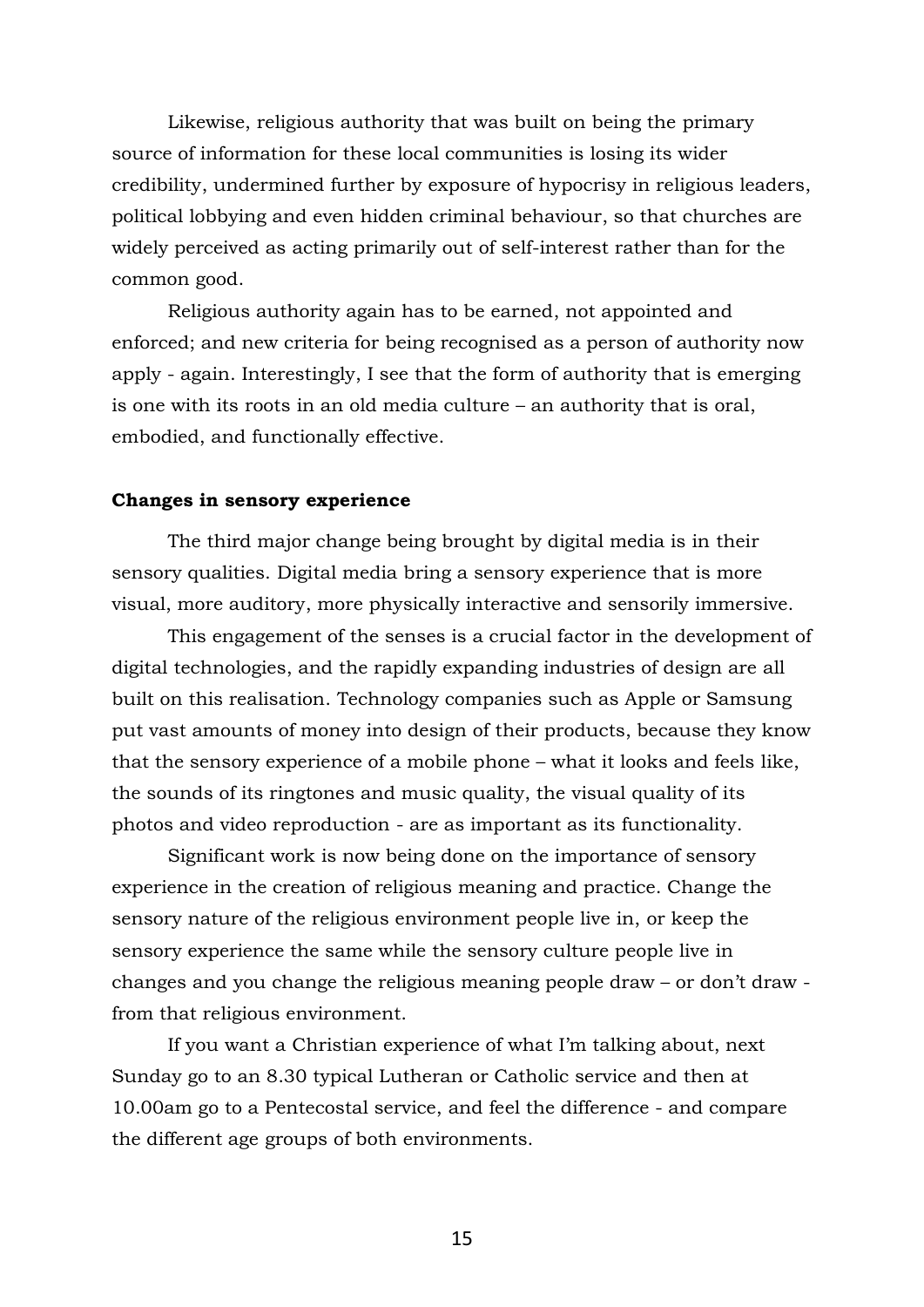Likewise, religious authority that was built on being the primary source of information for these local communities is losing its wider credibility, undermined further by exposure of hypocrisy in religious leaders, political lobbying and even hidden criminal behaviour, so that churches are widely perceived as acting primarily out of self-interest rather than for the common good.

Religious authority again has to be earned, not appointed and enforced; and new criteria for being recognised as a person of authority now apply - again. Interestingly, I see that the form of authority that is emerging is one with its roots in an old media culture – an authority that is oral, embodied, and functionally effective.

**Changes in sensory experience**

The third major change being brought by digital media is in their sensory qualities. Digital media bring a sensory experience that is more visual, more auditory, more physically interactive and sensorily immersive.

This engagement of the senses is a crucial factor in the development of digital technologies, and the rapidly expanding industries of design are all built on this realisation. Technology companies such as Apple or Samsung put vast amounts of money into design of their products, because they know that the sensory experience of a mobile phone – what it looks and feels like, the sounds of its ringtones and music quality, the visual quality of its photos and video reproduction - are as important as its functionality.

Significant work is now being done on the importance of sensory experience in the creation of religious meaning and practice. Change the sensory nature of the religious environment people live in, or keep the sensory experience the same while the sensory culture people live in changes and you change the religious meaning people draw – or don't draw - from that religious environment.

If you want a Christian experience of what I'm talking about, next Sunday go to an 8.30 typical Lutheran or Catholic service and then at 10.00am go to a Pentecostal service, and feel the difference - and compare the different age groups of both environments.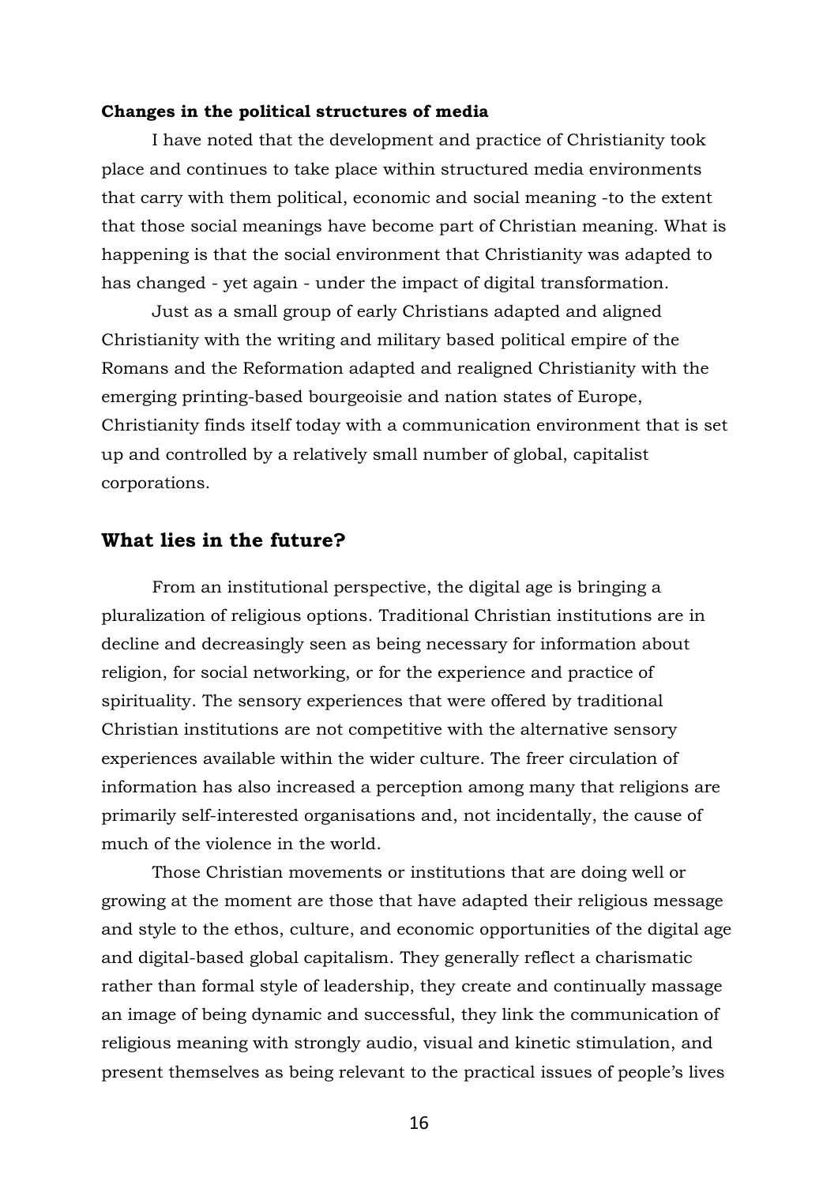**Changes in the political structures of media**

I have noted that the development and practice of Christianity took place and continues to take place within structured media environments that carry with them political, economic and social meaning -to the extent that those social meanings have become part of Christian meaning. What is happening is that the social environment that Christianity was adapted to has changed - yet again - under the impact of digital transformation.

Just as a small group of early Christians adapted and aligned Christianity with the writing and military based political empire of the Romans and the Reformation adapted and realigned Christianity with the emerging printing-based bourgeoisie and nation states of Europe, Christianity finds itself today with a communication environment that is set up and controlled by a relatively small number of global, capitalist corporations.

## What lies in the future?

From an institutional perspective, the digital age is bringing a pluralization of religious options. Traditional Christian institutions are in decline and decreasingly seen as being necessary for information about religion, for social networking, or for the experience and practice of spirituality. The sensory experiences that were offered by traditional Christian institutions are not competitive with the alternative sensory experiences available within the wider culture. The freer circulation of information has also increased a perception among many that religions are primarily self-interested organisations and, not incidentally, the cause of much of the violence in the world.

Those Christian movements or institutions that are doing well or growing at the moment are those that have adapted their religious message and style to the ethos, culture, and economic opportunities of the digital age and digital-based global capitalism. They generally reflect a charismatic rather than formal style of leadership, they create and continually massage an image of being dynamic and successful, they link the communication of religious meaning with strongly audio, visual and kinetic stimulation, and present themselves as being relevant to the practical issues of people's lives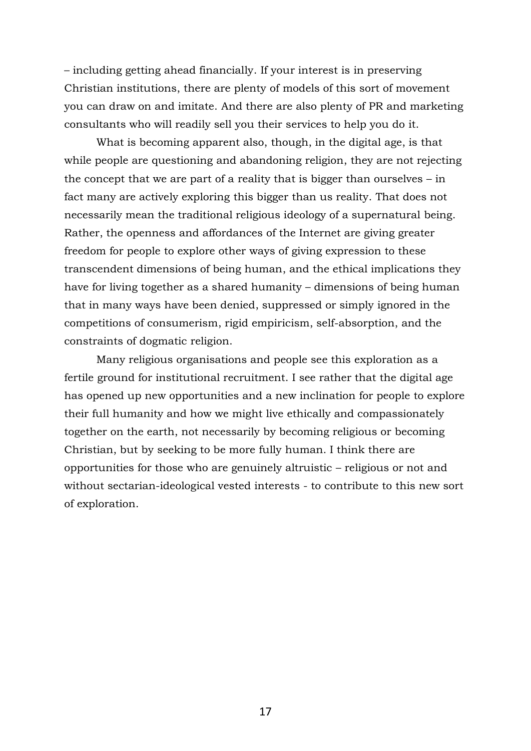– including getting ahead financially. If your interest is in preserving Christian institutions, there are plenty of models of this sort of movement you can draw on and imitate. And there are also plenty of PR and marketing consultants who will readily sell you their services to help you do it.

What is becoming apparent also, though, in the digital age, is that while people are questioning and abandoning religion, they are not rejecting the concept that we are part of a reality that is bigger than ourselves – in fact many are actively exploring this bigger than us reality. That does not necessarily mean the traditional religious ideology of a supernatural being. Rather, the openness and affordances of the Internet are giving greater freedom for people to explore other ways of giving expression to these transcendent dimensions of being human, and the ethical implications they have for living together as a shared humanity – dimensions of being human that in many ways have been denied, suppressed or simply ignored in the competitions of consumerism, rigid empiricism, self-absorption, and the constraints of dogmatic religion.

Many religious organisations and people see this exploration as a fertile ground for institutional recruitment. I see rather that the digital age has opened up new opportunities and a new inclination for people to explore their full humanity and how we might live ethically and compassionately together on the earth, not necessarily by becoming religious or becoming Christian, but by seeking to be more fully human. I think there are opportunities for those who are genuinely altruistic – religious or not and without sectarian-ideological vested interests - to contribute to this new sort of exploration.